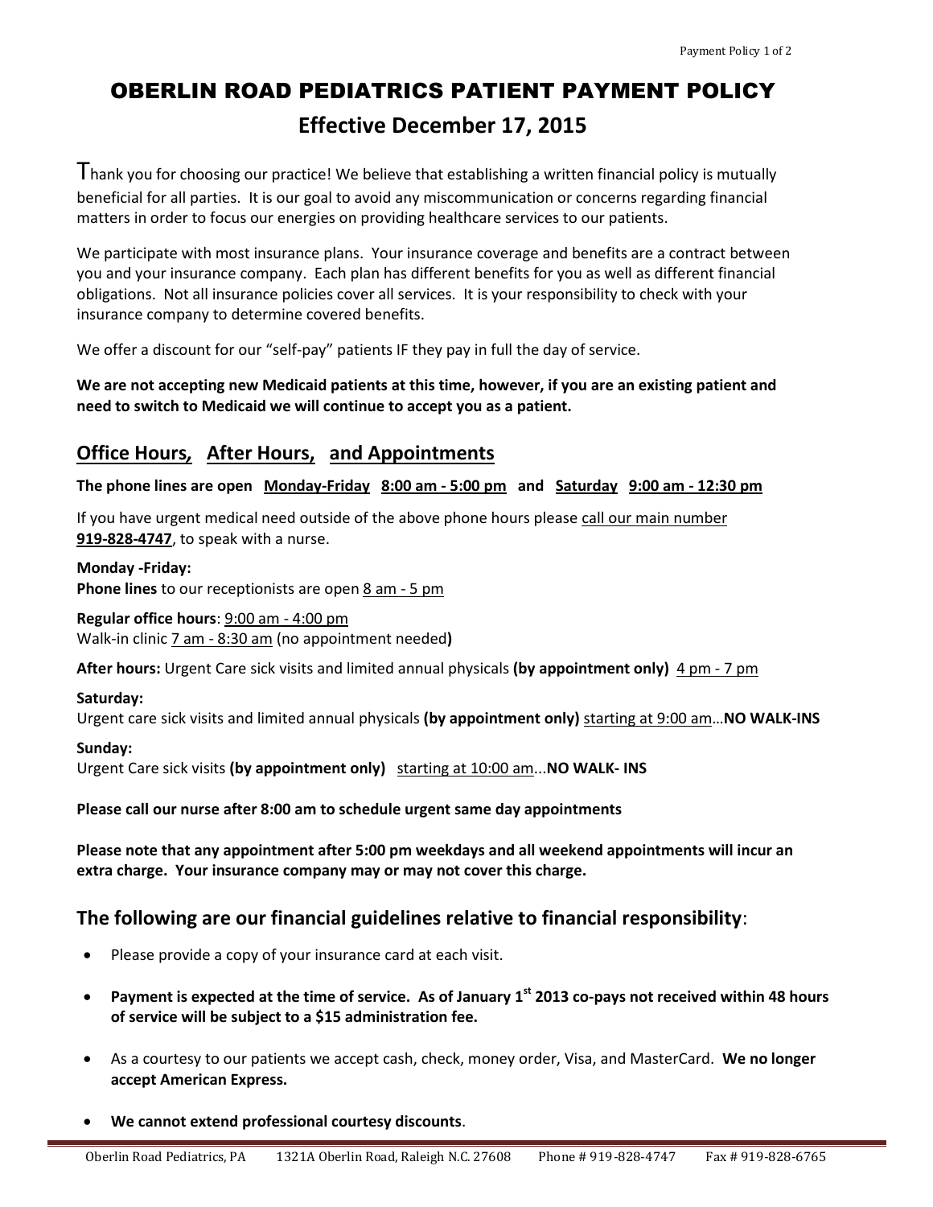# OBERLIN ROAD PEDIATRICS PATIENT PAYMENT POLICY

## Effective December 17, 2015

Thank you for choosing our practice! We believe that establishing a written financial policy is mutually beneficial for all parties. It is our goal to avoid any miscommunication or concerns regarding financial matters in order to focus our energies on providing healthcare services to our patients.

We participate with most insurance plans. Your insurance coverage and benefits are a contract between you and your insurance company. Each plan has different benefits for you as well as different financial obligations. Not all insurance policies cover all services. It is your responsibility to check with your insurance company to determine covered benefits.

We offer a discount for our "self-pay" patients IF they pay in full the day of service.

**We are not accepting new Medicaid patients at this time, however, if you are an existing patient and need to switch to Medicaid we will continue to accept you as a patient.**

## Office Hours, After Hours, and Appointments

**The phone lines are open Monday-Friday 8:00 am - 5:00 pm and Saturday 9:00 am - 12:30 pm**

If you have urgent medical need outside of the above phone hours please call our main number **919-828-4747**, to speak with a nurse.

**Monday -Friday:**
**Phone lines** to our receptionists are open 8 am - 5 pm

**Regular office hours**: 9:00 am - 4:00 pm
Walk-in clinic 7 am - 8:30 am (no appointment needed**)**

**After hours:** Urgent Care sick visits and limited annual physicals **(by appointment only)** 4 pm - 7 pm

**Saturday:**
Urgent care sick visits and limited annual physicals **(by appointment only)** starting at 9:00 am…**NO WALK-INS**

**Sunday:**
Urgent Care sick visits **(by appointment only)** starting at 10:00 am...**NO WALK- INS**

**Please call our nurse after 8:00 am to schedule urgent same day appointments**

**Please note that any appointment after 5:00 pm weekdays and all weekend appointments will incur an extra charge. Your insurance company may or may not cover this charge.**

## The following are our financial guidelines relative to financial responsibility:

- Please provide a copy of your insurance card at each visit.
- **Payment is expected at the time of service. As of January 1st 2013 co-pays not received within 48 hours of service will be subject to a $15 administration fee.**
- As a courtesy to our patients we accept cash, check, money order, Visa, and MasterCard. **We no longer accept American Express.**
- **We cannot extend professional courtesy discounts**.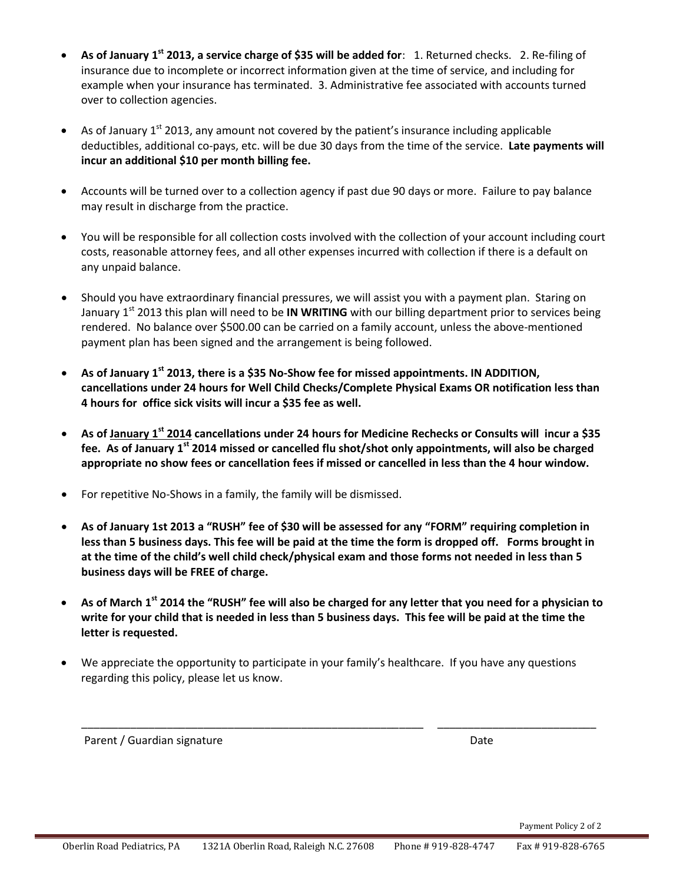- **As of January 1st 2013, a service charge of $35 will be added for**: 1. Returned checks. 2. Re-filing of insurance due to incomplete or incorrect information given at the time of service, and including for example when your insurance has terminated. 3. Administrative fee associated with accounts turned over to collection agencies.

- As of January 1st 2013, any amount not covered by the patient's insurance including applicable deductibles, additional co-pays, etc. will be due 30 days from the time of the service. **Late payments will incur an additional $10 per month billing fee.**

- Accounts will be turned over to a collection agency if past due 90 days or more. Failure to pay balance may result in discharge from the practice.

- You will be responsible for all collection costs involved with the collection of your account including court costs, reasonable attorney fees, and all other expenses incurred with collection if there is a default on any unpaid balance.

- Should you have extraordinary financial pressures, we will assist you with a payment plan. Staring on January 1st 2013 this plan will need to be **IN WRITING** with our billing department prior to services being rendered. No balance over $500.00 can be carried on a family account, unless the above-mentioned payment plan has been signed and the arrangement is being followed.

- **As of January 1st 2013, there is a $35 No-Show fee for missed appointments. IN ADDITION, cancellations under 24 hours for Well Child Checks/Complete Physical Exams OR notification less than 4 hours for office sick visits will incur a $35 fee as well.**

- **As of January 1st 2014 cancellations under 24 hours for Medicine Rechecks or Consults will incur a $35 fee. As of January 1st 2014 missed or cancelled flu shot/shot only appointments, will also be charged appropriate no show fees or cancellation fees if missed or cancelled in less than the 4 hour window.**

- For repetitive No-Shows in a family, the family will be dismissed.

- **As of January 1st 2013 a "RUSH" fee of $30 will be assessed for any "FORM" requiring completion in less than 5 business days. This fee will be paid at the time the form is dropped off. Forms brought in at the time of the child's well child check/physical exam and those forms not needed in less than 5 business days will be FREE of charge.**

- **As of March 1st 2014 the "RUSH" fee will also be charged for any letter that you need for a physician to write for your child that is needed in less than 5 business days. This fee will be paid at the time the letter is requested.**

- We appreciate the opportunity to participate in your family's healthcare. If you have any questions regarding this policy, please let us know.

\_\_\_\_\_\_\_\_\_\_\_\_\_\_\_\_\_\_\_\_\_\_\_\_\_\_\_\_\_\_\_\_\_\_\_\_\_\_\_\_\_\_ \_\_\_\_\_\_\_\_\_\_\_\_\_\_\_\_\_\_\_\_\_\_\_\_

Parent / Guardian signature Date

Oberlin Road Pediatrics, PA 1321A Oberlin Road, Raleigh N.C. 27608 Phone # 919-828-4747 Fax # 919-828-6765